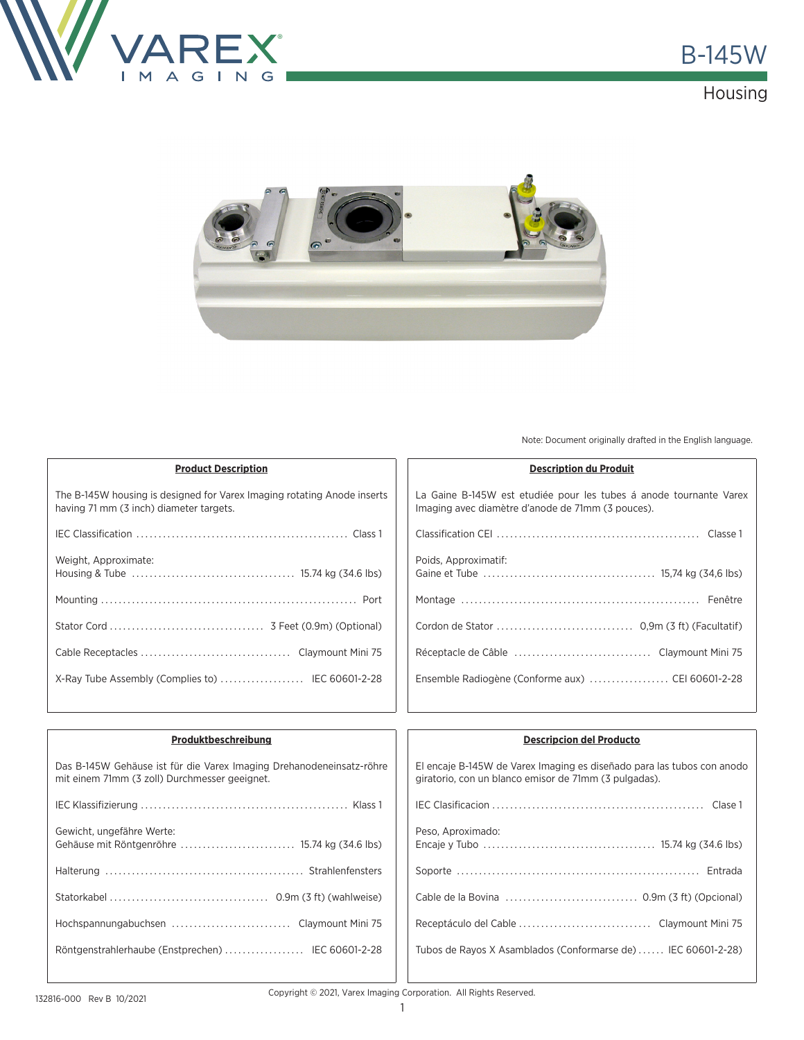# B-145W

## Housing

Note: Document originally drafted in the English language.

### Product Description

The B-145W housing is designed for Varex Imaging rotating Anode inserts having 71 mm (3 inch) diameter targets.

| | |
|---|---|
| IEC Classification | Class 1 |
| Weight, Approximate: Housing & Tube | 15.74 kg (34.6 lbs) |
| Mounting | Port |
| Stator Cord | 3 Feet (0.9m) (Optional) |
| Cable Receptacles | Claymount Mini 75 |
| X-Ray Tube Assembly (Complies to) | IEC 60601-2-28 |

### Description du Produit

La Gaine B-145W est etudiée pour les tubes á anode tournante Varex Imaging avec diamètre d'anode de 71mm (3 pouces).

| | |
|---|---|
| Classification CEI | Classe 1 |
| Poids, Approximatif: Gaine et Tube | 15,74 kg (34,6 lbs) |
| Montage | Fenêtre |
| Cordon de Stator | 0,9m (3 ft) (Facultatif) |
| Réceptacle de Câble | Claymount Mini 75 |
| Ensemble Radiogène (Conforme aux) | CEI 60601-2-28 |

### Produktbeschreibung

Das B-145W Gehäuse ist für die Varex Imaging Drehanodeneinsatz-röhre mit einem 71mm (3 zoll) Durchmesser geeignet.

| | |
|---|---|
| IEC Klassifizierung | Klass 1 |
| Gewicht, ungefähre Werte: Gehäuse mit Röntgenröhre | 15.74 kg (34.6 lbs) |
| Halterung | Strahlenfensters |
| Statorkabel | 0.9m (3 ft) (wahlweise) |
| Hochspannungabuchsen | Claymount Mini 75 |
| Röntgenstrahlerhaube (Enstprechen) | IEC 60601-2-28 |

### Descripcion del Producto

El encaje B-145W de Varex Imaging es diseñado para las tubos con anodo giratorio, con un blanco emisor de 71mm (3 pulgadas).

| | |
|---|---|
| IEC Clasificacion | Clase 1 |
| Peso, Aproximado: Encaje y Tubo | 15.74 kg (34.6 lbs) |
| Soporte | Entrada |
| Cable de la Bovina | 0.9m (3 ft) (Opcional) |
| Receptáculo del Cable | Claymount Mini 75 |
| Tubos de Rayos X Asamblados (Conformarse de) | IEC 60601-2-28) |

132816-000 Rev B 10/2021

Copyright © 2021, Varex Imaging Corporation. All Rights Reserved.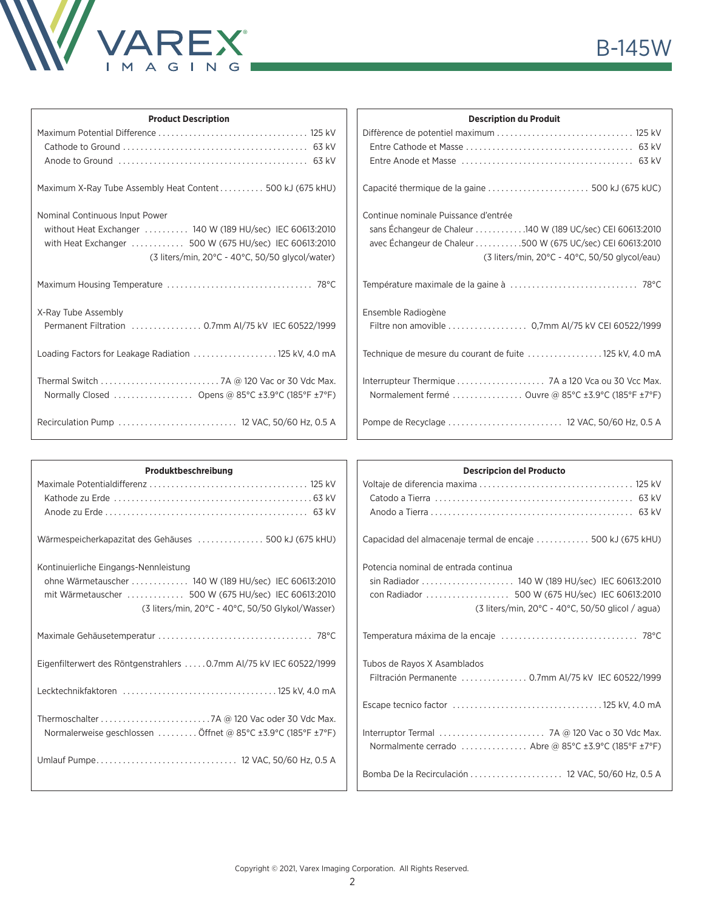## Product Description

| | |
|---|---|
| Maximum Potential Difference | 125 kV |
| Cathode to Ground | 63 kV |
| Anode to Ground | 63 kV |
| Maximum X-Ray Tube Assembly Heat Content | 500 kJ (675 kHU) |
| Nominal Continuous Input Power | |
| without Heat Exchanger | 140 W (189 HU/sec) IEC 60613:2010 |
| with Heat Exchanger | 500 W (675 HU/sec) IEC 60613:2010 |
| | (3 liters/min, 20°C - 40°C, 50/50 glycol/water) |
| Maximum Housing Temperature | 78°C |
| X-Ray Tube Assembly | |
| Permanent Filtration | 0.7mm Al/75 kV IEC 60522/1999 |
| Loading Factors for Leakage Radiation | 125 kV, 4.0 mA |
| Thermal Switch | 7A @ 120 Vac or 30 Vdc Max. |
| Normally Closed | Opens @ 85°C ±3.9°C (185°F ±7°F) |
| Recirculation Pump | 12 VAC, 50/60 Hz, 0.5 A |

## Description du Produit

| | |
|---|---|
| Diffèrence de potentiel maximum | 125 kV |
| Entre Cathode et Masse | 63 kV |
| Entre Anode et Masse | 63 kV |
| Capacité thermique de la gaine | 500 kJ (675 kUC) |
| Continue nominale Puissance d'entrée | |
| sans Échangeur de Chaleur | 140 W (189 UC/sec) CEI 60613:2010 |
| avec Échangeur de Chaleur | 500 W (675 UC/sec) CEI 60613:2010 |
| | (3 liters/min, 20°C - 40°C, 50/50 glycol/eau) |
| Température maximale de la gaine à | 78°C |
| Ensemble Radiogène | |
| Filtre non amovible | 0,7mm Al/75 kV CEI 60522/1999 |
| Technique de mesure du courant de fuite | 125 kV, 4.0 mA |
| Interrupteur Thermique | 7A a 120 Vca ou 30 Vcc Max. |
| Normalement fermé | Ouvre @ 85°C ±3.9°C (185°F ±7°F) |
| Pompe de Recyclage | 12 VAC, 50/60 Hz, 0.5 A |

## Produktbeschreibung

| | |
|---|---|
| Maximale Potentialdifferenz | 125 kV |
| Kathode zu Erde | 63 kV |
| Anode zu Erde | 63 kV |
| Wärmespeicherkapazitat des Gehäuses | 500 kJ (675 kHU) |
| Kontinuierliche Eingangs-Nennleistung | |
| ohne Wärmetauscher | 140 W (189 HU/sec) IEC 60613:2010 |
| mit Wärmetauscher | 500 W (675 HU/sec) IEC 60613:2010 |
| | (3 liters/min, 20°C - 40°C, 50/50 Glykol/Wasser) |
| Maximale Gehäusetemperatur | 78°C |
| Eigenfilterwert des Röntgenstrahlers | 0.7mm Al/75 kV IEC 60522/1999 |
| Lecktechnikfaktoren | 125 kV, 4.0 mA |
| Thermoschalter | 7A @ 120 Vac oder 30 Vdc Max. |
| Normalerweise geschlossen | Öffnet @ 85°C ±3.9°C (185°F ±7°F) |
| Umlauf Pumpe | 12 VAC, 50/60 Hz, 0.5 A |

## Descripcion del Producto

| | |
|---|---|
| Voltaje de diferencia maxima | 125 kV |
| Catodo a Tierra | 63 kV |
| Anodo a Tierra | 63 kV |
| Capacidad del almacenaje termal de encaje | 500 kJ (675 kHU) |
| Potencia nominal de entrada continua | |
| sin Radiador | 140 W (189 HU/sec) IEC 60613:2010 |
| con Radiador | 500 W (675 HU/sec) IEC 60613:2010 |
| | (3 liters/min, 20°C - 40°C, 50/50 glicol / agua) |
| Temperatura máxima de la encaje | 78°C |
| Tubos de Rayos X Asamblados | |
| Filtración Permanente | 0.7mm Al/75 kV IEC 60522/1999 |
| Escape tecnico factor | 125 kV, 4.0 mA |
| Interruptor Termal | 7A @ 120 Vac o 30 Vdc Max. |
| Normalmente cerrado | Abre @ 85°C ±3.9°C (185°F ±7°F) |
| Bomba De la Recirculación | 12 VAC, 50/60 Hz, 0.5 A |

Copyright © 2021, Varex Imaging Corporation. All Rights Reserved.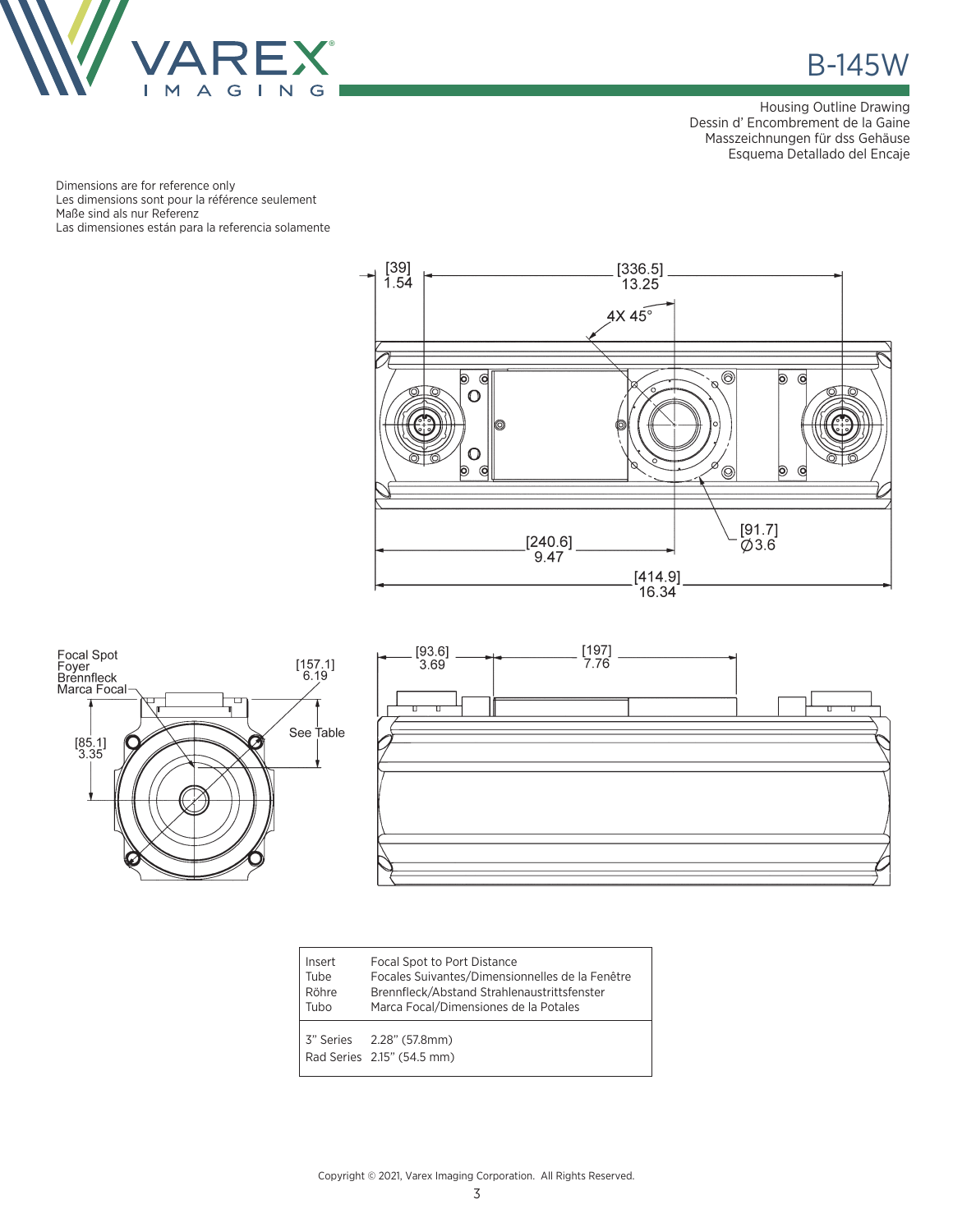# B-145W

Housing Outline Drawing
Dessin d' Encombrement de la Gaine
Masszeichnungen für dss Gehäuse
Esquema Detallado del Encaje

Dimensions are for reference only
Les dimensions sont pour la référence seulement
Maße sind als nur Referenz
Las dimensiones están para la referencia solamente

[39] 1.54

[336.5] 13.25

4X 45°

[91.7] ∅3.6

[240.6] 9.47

[414.9] 16.34

Focal Spot
Foyer
Brennfleck
Marca Focal

[157.1] 6.19

See Table

[85.1] 3.35

[93.6] 3.69

[197] 7.76

| Insert<br>Tube<br>Röhre<br>Tubo | Focal Spot to Port Distance<br>Focales Suivantes/Dimensionnelles de la Fenêtre<br>Brennfleck/Abstand Strahlenaustrittsfenster<br>Marca Focal/Dimensiones de la Potales |
|---|---|
| 3" Series | 2.28" (57.8mm) |
| Rad Series | 2.15" (54.5 mm) |

Copyright © 2021, Varex Imaging Corporation. All Rights Reserved.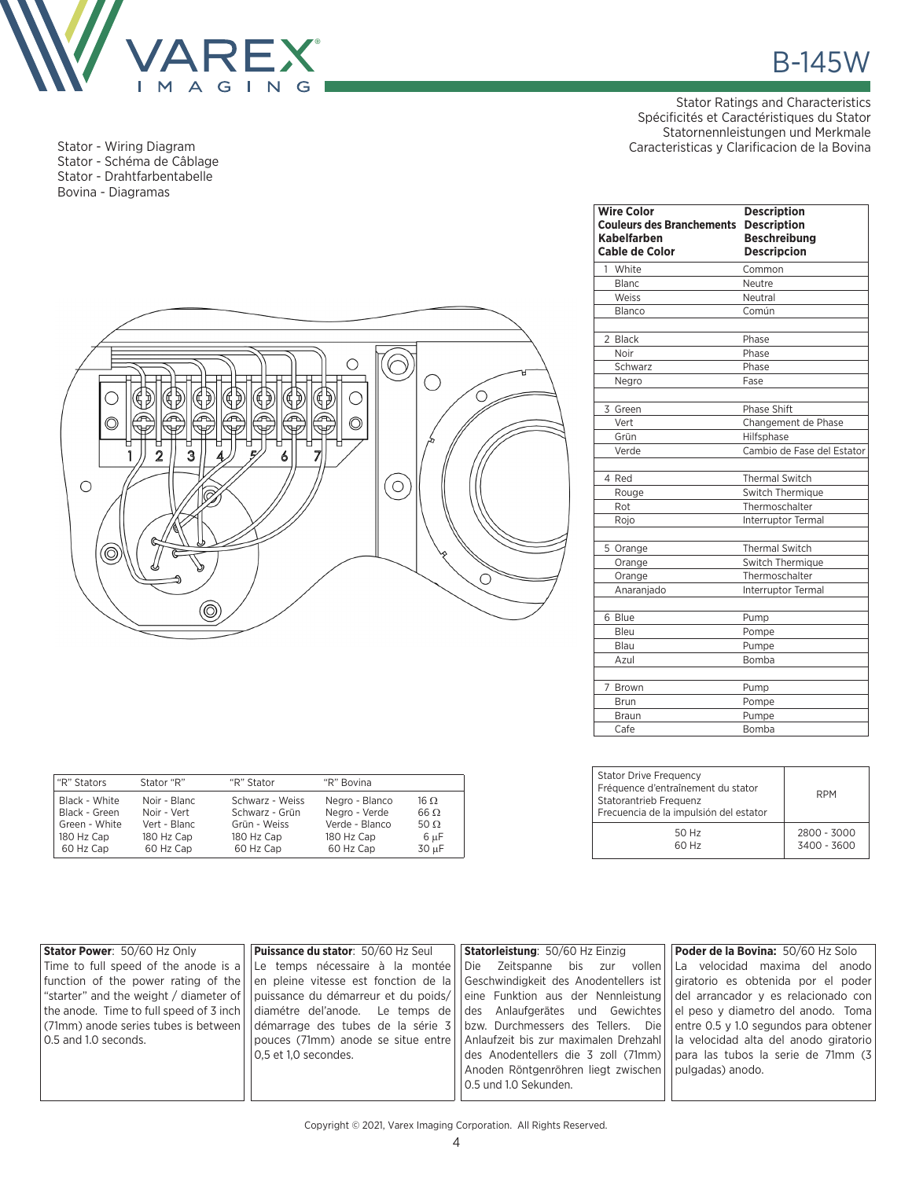# B-145W

Stator Ratings and Characteristics
Spécificités et Caractéristiques du Stator
Statornennleistungen und Merkmale
Caracteristicas y Clarificacion de la Bovina

Stator - Wiring Diagram
Stator - Schéma de Câblage
Stator - Drahtfarbentabelle
Bovina - Diagramas

| Wire Color<br>Couleurs des Branchements<br>Kabelfarben<br>Cable de Color | Description<br>Description<br>Beschreibung<br>Descripcion |
|---|---|
| 1 White | Common |
| Blanc | Neutre |
| Weiss | Neutral |
| Blanco | Común |
| | |
| 2 Black | Phase |
| Noir | Phase |
| Schwarz | Phase |
| Negro | Fase |
| | |
| 3 Green | Phase Shift |
| Vert | Changement de Phase |
| Grün | Hilfsphase |
| Verde | Cambio de Fase del Estator |
| | |
| 4 Red | Thermal Switch |
| Rouge | Switch Thermique |
| Rot | Thermoschalter |
| Rojo | Interruptor Termal |
| | |
| 5 Orange | Thermal Switch |
| Orange | Switch Thermique |
| Orange | Thermoschalter |
| Anaranjado | Interruptor Termal |
| | |
| 6 Blue | Pump |
| Bleu | Pompe |
| Blau | Pumpe |
| Azul | Bomba |
| | |
| 7 Brown | Pump |
| Brun | Pompe |
| Braun | Pumpe |
| Cafe | Bomba |

| "R" Stators | Stator "R" | "R" Stator | "R" Bovina | |
|---|---|---|---|---|
| Black - White | Noir - Blanc | Schwarz - Weiss | Negro - Blanco | 16 Ω |
| Black - Green | Noir - Vert | Schwarz - Grün | Negro - Verde | 66 Ω |
| Green - White | Vert - Blanc | Grün - Weiss | Verde - Blanco | 50 Ω |
| 180 Hz Cap | 180 Hz Cap | 180 Hz Cap | 180 Hz Cap | 6 μF |
| 60 Hz Cap | 60 Hz Cap | 60 Hz Cap | 60 Hz Cap | 30 μF |

| Stator Drive Frequency<br>Fréquence d'entraînement du stator<br>Statorantrieb Frequenz<br>Frecuencia de la impulsión del estator | RPM |
|---|---|
| 50 Hz<br>60 Hz | 2800 - 3000<br>3400 - 3600 |

**Stator Power**: 50/60 Hz Only
Time to full speed of the anode is a function of the power rating of the "starter" and the weight / diameter of the anode. Time to full speed of 3 inch (71mm) anode series tubes is between 0.5 and 1.0 seconds.

**Puissance du stator**: 50/60 Hz Seul
Le temps nécessaire à la montée en pleine vitesse est fonction de la puissance du démarreur et du poids/ diamétre del'anode. Le temps de démarrage des tubes de la série 3 pouces (71mm) anode se situe entre 0,5 et 1,0 secondes.

**Statorleistung**: 50/60 Hz Einzig
Die Zeitspanne bis zur vollen Geschwindigkeit des Anodentellers ist eine Funktion aus der Nennleistung des Anlaufgerätes und Gewichtes bzw. Durchmessers des Tellers. Die Anlaufzeit bis zur maximalen Drehzahl des Anodentellers die 3 zoll (71mm) Anoden Röntgenröhren liegt zwischen 0.5 und 1.0 Sekunden.

**Poder de la Bovina:** 50/60 Hz Solo
La velocidad maxima del anodo giratorio es obtenida por el poder del arrancador y es relacionado con el peso y diametro del anodo. Toma entre 0.5 y 1.0 segundos para obtener la velocidad alta del anodo giratorio para las tubos la serie de 71mm (3 pulgadas) anodo.

Copyright © 2021, Varex Imaging Corporation. All Rights Reserved.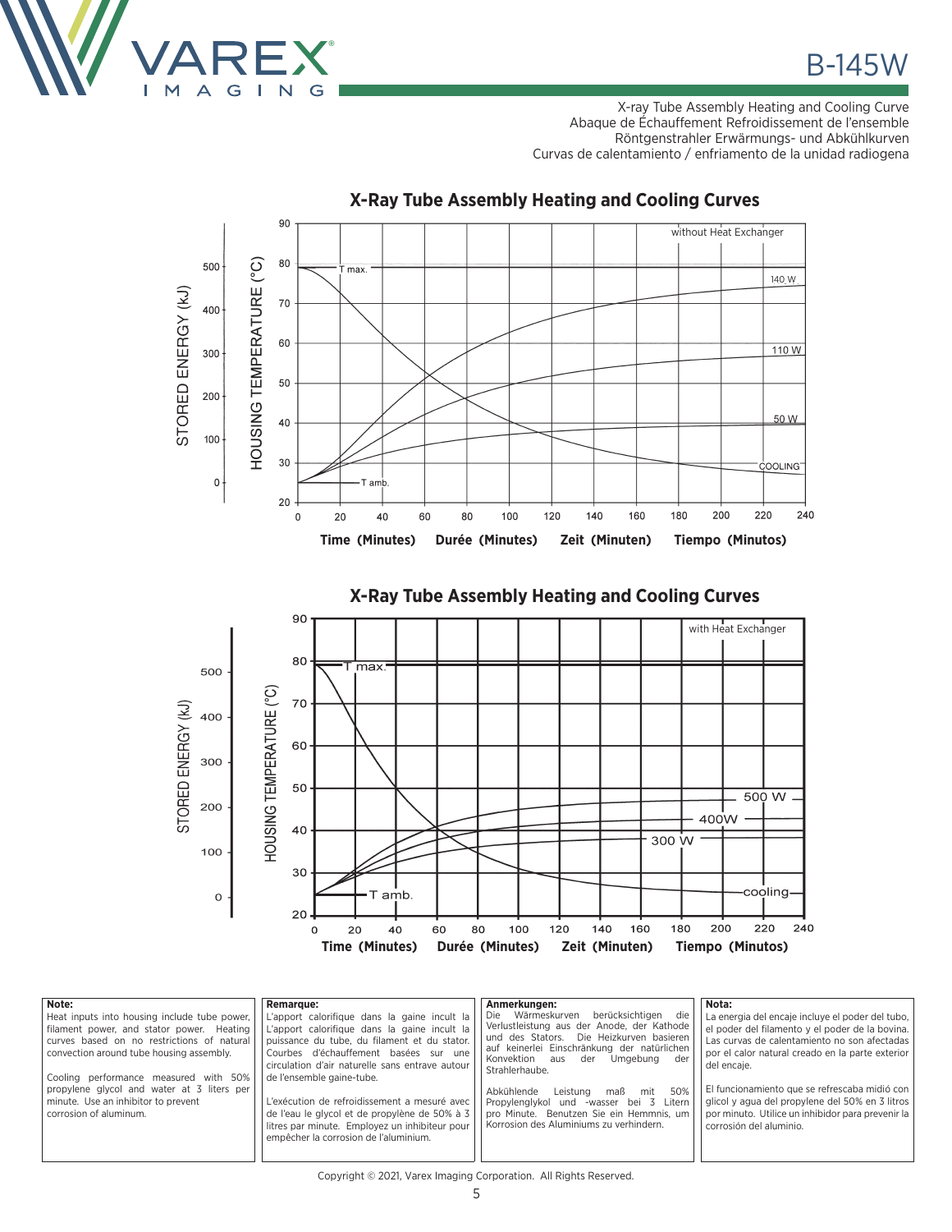# B-145W

X-ray Tube Assembly Heating and Cooling Curve
Abaque de Échauffement Refroidissement de l'ensemble
Röntgenstrahler Erwärmungs- und Abkühlkurven
Curvas de calentamiento / enfriamento de la unidad radiogena

## X-Ray Tube Assembly Heating and Cooling Curves

without Heat Exchanger

STORED ENERGY (kJ) — HOUSING TEMPERATURE (°C)

T max. — 140 W — 110 W — 50 W — COOLING — T amb.

**Time (Minutes) Durée (Minutes) Zeit (Minuten) Tiempo (Minutos)**

## X-Ray Tube Assembly Heating and Cooling Curves

with Heat Exchanger

STORED ENERGY (kJ) — HOUSING TEMPERATURE (°C)

T max. — 500 W — 400W — 300 W — cooling — T amb.

**Time (Minutes) Durée (Minutes) Zeit (Minuten) Tiempo (Minutos)**

**Note:**
Heat inputs into housing include tube power, filament power, and stator power. Heating curves based on no restrictions of natural convection around tube housing assembly.

Cooling performance measured with 50% propylene glycol and water at 3 liters per minute. Use an inhibitor to prevent corrosion of aluminum.

**Remarque:**
L'apport calorifique dans la gaine incult la L'apport calorifique dans la gaine incult la puissance du tube, du filament et du stator. Courbes d'échauffement basées sur une circulation d'air naturelle sans entrave autour de l'ensemble gaine-tube.

L'exécution de refroidissement a mesuré avec de l'eau le glycol et de propylène de 50% à 3 litres par minute. Employez un inhibiteur pour empêcher la corrosion de l'aluminium.

**Anmerkungen:**
Die Wärmeskurven berücksichtigen die Verlustleistung aus der Anode, der Kathode und des Stators. Die Heizkurven basieren auf keinerlei Einschränkung der natürlichen Konvektion aus der Umgebung der Strahlerhaube.

Abkühlende Leistung maß mit 50% Propylenglykol und -wasser bei 3 Litern pro Minute. Benutzen Sie ein Hemmnis, um Korrosion des Aluminiums zu verhindern.

**Nota:**
La energia del encaje incluye el poder del tubo, el poder del filamento y el poder de la bovina. Las curvas de calentamiento no son afectadas por el calor natural creado en la parte exterior del encaje.

El funcionamiento que se refrescaba midió con glicol y agua del propylene del 50% en 3 litros por minuto. Utilice un inhibidor para prevenir la corrosión del aluminio.

Copyright © 2021, Varex Imaging Corporation. All Rights Reserved.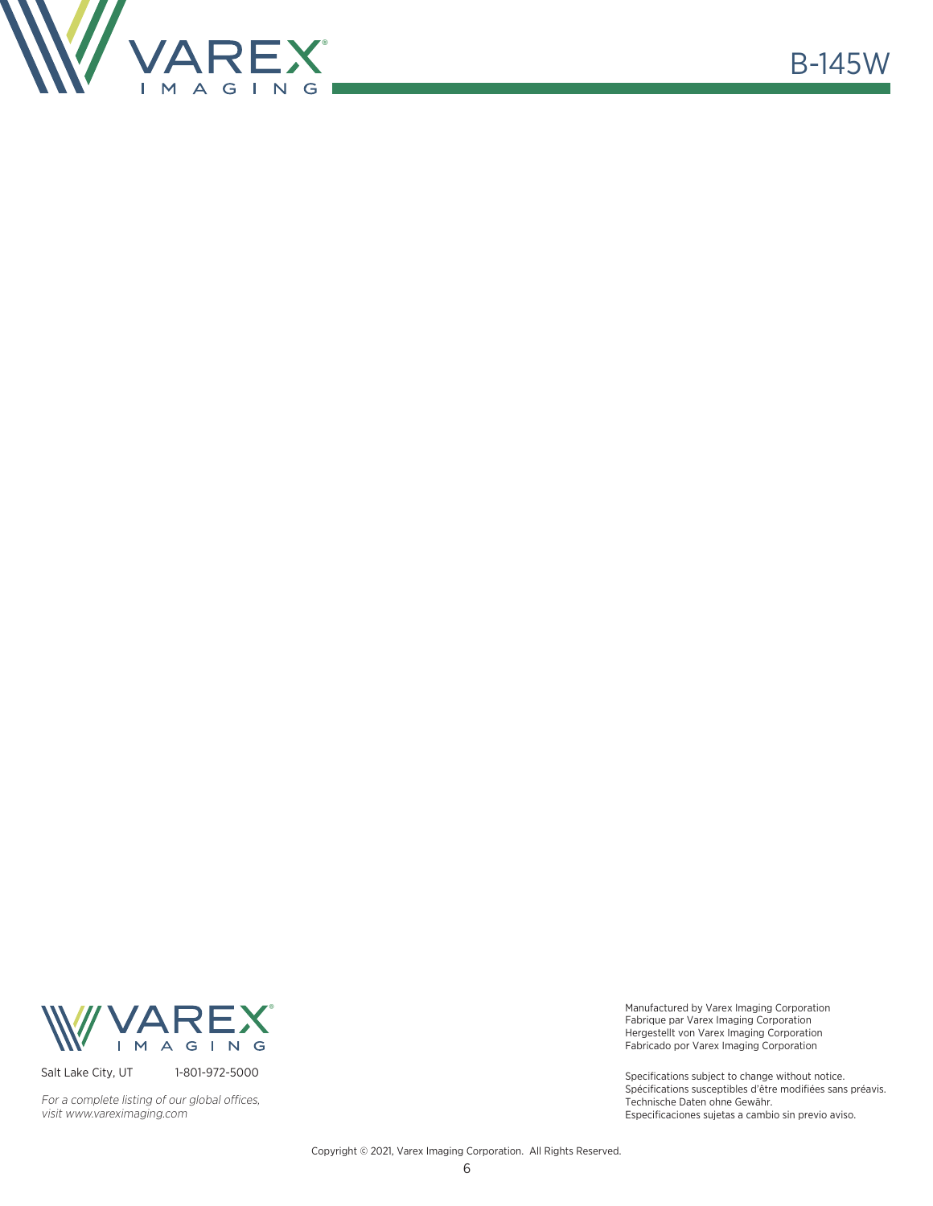Salt Lake City, UT 1-801-972-5000

*For a complete listing of our global offices, visit www.vareximaging.com*

Manufactured by Varex Imaging Corporation
Fabrique par Varex Imaging Corporation
Hergestellt von Varex Imaging Corporation
Fabricado por Varex Imaging Corporation

Specifications subject to change without notice.
Spécifications susceptibles d'être modifiées sans préavis.
Technische Daten ohne Gewähr.
Especificaciones sujetas a cambio sin previo aviso.

Copyright © 2021, Varex Imaging Corporation. All Rights Reserved.